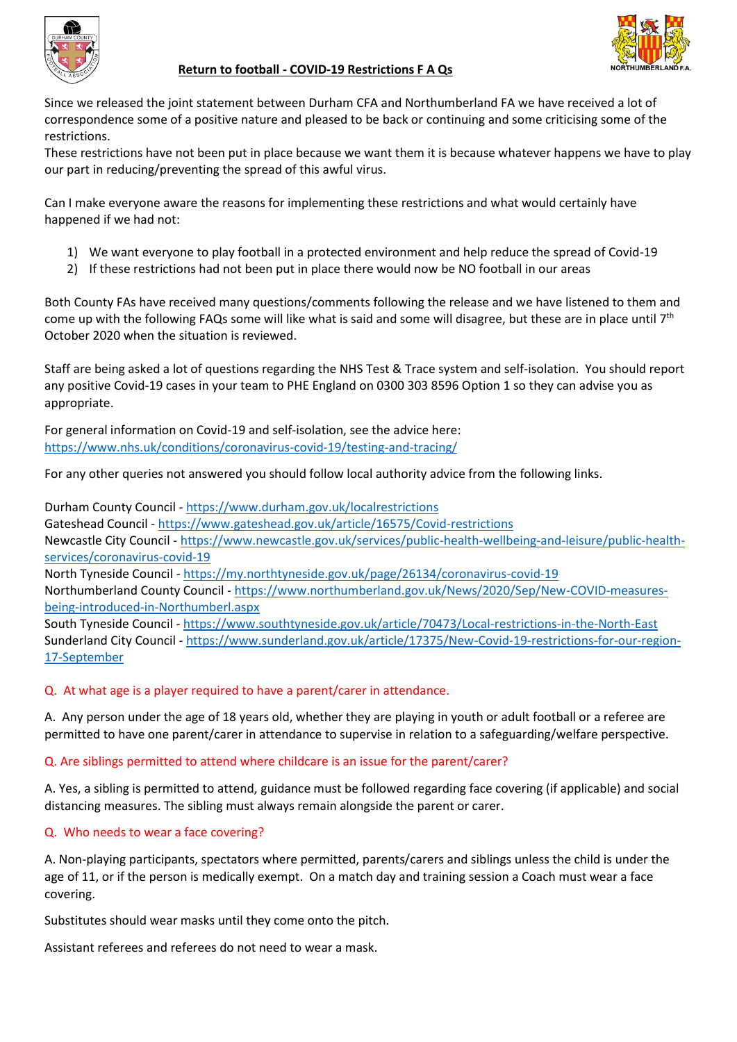# Return to football - COVID-19 Restrictions F A Qs

Since we released the joint statement between Durham CFA and Northumberland FA we have received a lot of correspondence some of a positive nature and pleased to be back or continuing and some criticising some of the restrictions.
These restrictions have not been put in place because we want them it is because whatever happens we have to play our part in reducing/preventing the spread of this awful virus.

Can I make everyone aware the reasons for implementing these restrictions and what would certainly have happened if we had not:

1) We want everyone to play football in a protected environment and help reduce the spread of Covid-19
2) If these restrictions had not been put in place there would now be NO football in our areas

Both County FAs have received many questions/comments following the release and we have listened to them and come up with the following FAQs some will like what is said and some will disagree, but these are in place until 7th October 2020 when the situation is reviewed.

Staff are being asked a lot of questions regarding the NHS Test & Trace system and self-isolation. You should report any positive Covid-19 cases in your team to PHE England on 0300 303 8596 Option 1 so they can advise you as appropriate.

For general information on Covid-19 and self-isolation, see the advice here:
https://www.nhs.uk/conditions/coronavirus-covid-19/testing-and-tracing/

For any other queries not answered you should follow local authority advice from the following links.

Durham County Council - https://www.durham.gov.uk/localrestrictions
Gateshead Council - https://www.gateshead.gov.uk/article/16575/Covid-restrictions
Newcastle City Council - https://www.newcastle.gov.uk/services/public-health-wellbeing-and-leisure/public-health-services/coronavirus-covid-19
North Tyneside Council - https://my.northtyneside.gov.uk/page/26134/coronavirus-covid-19
Northumberland County Council - https://www.northumberland.gov.uk/News/2020/Sep/New-COVID-measures-being-introduced-in-Northumberl.aspx
South Tyneside Council - https://www.southtyneside.gov.uk/article/70473/Local-restrictions-in-the-North-East
Sunderland City Council - https://www.sunderland.gov.uk/article/17375/New-Covid-19-restrictions-for-our-region-17-September

Q. At what age is a player required to have a parent/carer in attendance.

A. Any person under the age of 18 years old, whether they are playing in youth or adult football or a referee are permitted to have one parent/carer in attendance to supervise in relation to a safeguarding/welfare perspective.

Q. Are siblings permitted to attend where childcare is an issue for the parent/carer?

A. Yes, a sibling is permitted to attend, guidance must be followed regarding face covering (if applicable) and social distancing measures. The sibling must always remain alongside the parent or carer.

Q. Who needs to wear a face covering?

A. Non-playing participants, spectators where permitted, parents/carers and siblings unless the child is under the age of 11, or if the person is medically exempt. On a match day and training session a Coach must wear a face covering.

Substitutes should wear masks until they come onto the pitch.

Assistant referees and referees do not need to wear a mask.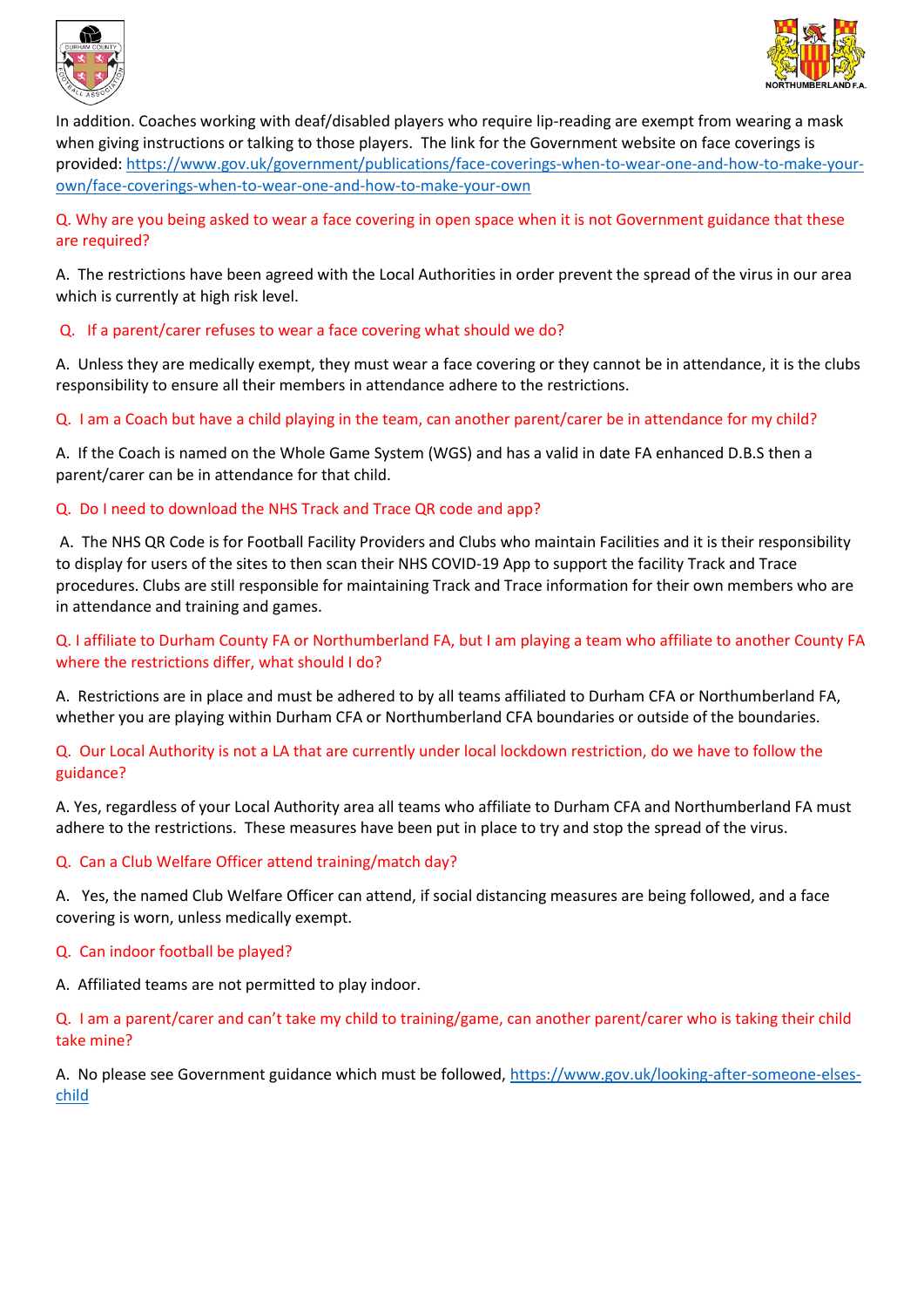In addition. Coaches working with deaf/disabled players who require lip-reading are exempt from wearing a mask when giving instructions or talking to those players. The link for the Government website on face coverings is provided: https://www.gov.uk/government/publications/face-coverings-when-to-wear-one-and-how-to-make-your-own/face-coverings-when-to-wear-one-and-how-to-make-your-own

Q. Why are you being asked to wear a face covering in open space when it is not Government guidance that these are required?

A. The restrictions have been agreed with the Local Authorities in order prevent the spread of the virus in our area which is currently at high risk level.

Q. If a parent/carer refuses to wear a face covering what should we do?

A. Unless they are medically exempt, they must wear a face covering or they cannot be in attendance, it is the clubs responsibility to ensure all their members in attendance adhere to the restrictions.

Q. I am a Coach but have a child playing in the team, can another parent/carer be in attendance for my child?

A. If the Coach is named on the Whole Game System (WGS) and has a valid in date FA enhanced D.B.S then a parent/carer can be in attendance for that child.

Q. Do I need to download the NHS Track and Trace QR code and app?

A. The NHS QR Code is for Football Facility Providers and Clubs who maintain Facilities and it is their responsibility to display for users of the sites to then scan their NHS COVID-19 App to support the facility Track and Trace procedures. Clubs are still responsible for maintaining Track and Trace information for their own members who are in attendance and training and games.

Q. I affiliate to Durham County FA or Northumberland FA, but I am playing a team who affiliate to another County FA where the restrictions differ, what should I do?

A. Restrictions are in place and must be adhered to by all teams affiliated to Durham CFA or Northumberland FA, whether you are playing within Durham CFA or Northumberland CFA boundaries or outside of the boundaries.

Q. Our Local Authority is not a LA that are currently under local lockdown restriction, do we have to follow the guidance?

A. Yes, regardless of your Local Authority area all teams who affiliate to Durham CFA and Northumberland FA must adhere to the restrictions. These measures have been put in place to try and stop the spread of the virus.

Q. Can a Club Welfare Officer attend training/match day?

A. Yes, the named Club Welfare Officer can attend, if social distancing measures are being followed, and a face covering is worn, unless medically exempt.

Q. Can indoor football be played?

A. Affiliated teams are not permitted to play indoor.

Q. I am a parent/carer and can't take my child to training/game, can another parent/carer who is taking their child take mine?

A. No please see Government guidance which must be followed, https://www.gov.uk/looking-after-someone-elses-child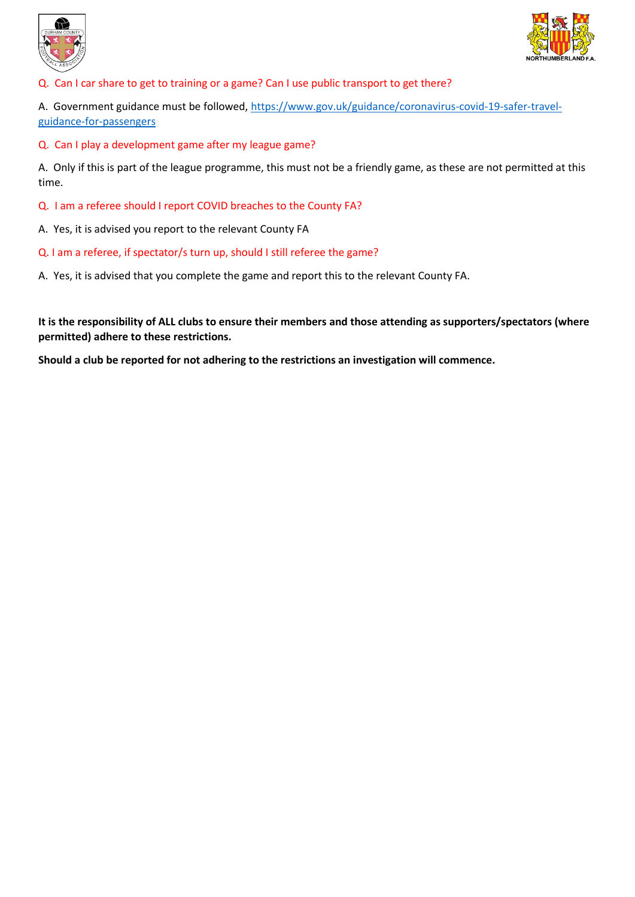Q. Can I car share to get to training or a game? Can I use public transport to get there?

A. Government guidance must be followed, [https://www.gov.uk/guidance/coronavirus-covid-19-safer-travel-guidance-for-passengers](https://www.gov.uk/guidance/coronavirus-covid-19-safer-travel-guidance-for-passengers)

Q. Can I play a development game after my league game?

A. Only if this is part of the league programme, this must not be a friendly game, as these are not permitted at this time.

Q. I am a referee should I report COVID breaches to the County FA?

A. Yes, it is advised you report to the relevant County FA

Q. I am a referee, if spectator/s turn up, should I still referee the game?

A. Yes, it is advised that you complete the game and report this to the relevant County FA.

**It is the responsibility of ALL clubs to ensure their members and those attending as supporters/spectators (where permitted) adhere to these restrictions.**

**Should a club be reported for not adhering to the restrictions an investigation will commence.**